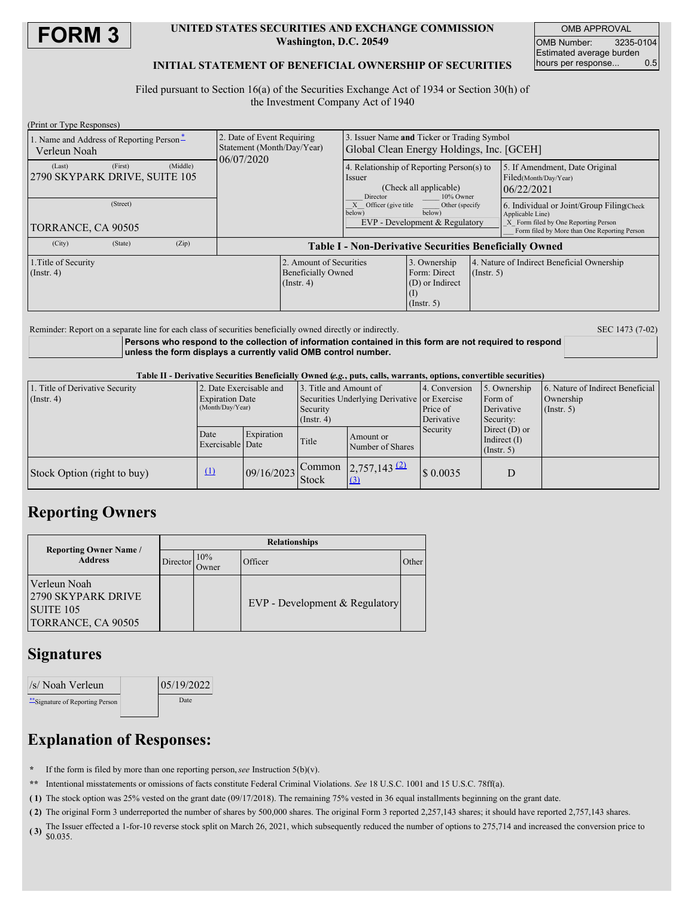# FORM 3

**UNITED STATES SECURITIES AND EXCHANGE COMMISSION**
**Washington, D.C. 20549**

**INITIAL STATEMENT OF BENEFICIAL OWNERSHIP OF SECURITIES**

| OMB APPROVAL | |
|---|---|
| OMB Number: | 3235-0104 |
| Estimated average burden hours per response... | 0.5 |

Filed pursuant to Section 16(a) of the Securities Exchange Act of 1934 or Section 30(h) of the Investment Company Act of 1940

(Print or Type Responses)

| 1. Name and Address of Reporting Person* | 2. Date of Event Requiring Statement (Month/Day/Year) | 3. Issuer Name **and** Ticker or Trading Symbol |
|---|---|---|
| Verleun Noah<br>(Last) (First) (Middle)<br>2790 SKYPARK DRIVE, SUITE 105<br>(Street)<br>TORRANCE, CA 90505<br>(City) (State) (Zip) | 06/07/2020 | Global Clean Energy Holdings, Inc. [GCEH] |

| 4. Relationship of Reporting Person(s) to Issuer (Check all applicable) | 5. If Amendment, Date Original Filed(Month/Day/Year) | 6. Individual or Joint/Group Filing(Check Applicable Line) |
|---|---|---|
| ___ Director ___ 10% Owner<br>_X_ Officer (give title below) ___ Other (specify below)<br>EVP - Development & Regulatory | 06/22/2021 | _X_ Form filed by One Reporting Person<br>___ Form filed by More than One Reporting Person |

**Table I - Non-Derivative Securities Beneficially Owned**

| 1.Title of Security (Instr. 4) | 2. Amount of Securities Beneficially Owned (Instr. 4) | 3. Ownership Form: Direct (D) or Indirect (I) (Instr. 5) | 4. Nature of Indirect Beneficial Ownership (Instr. 5) |
|---|---|---|---|

Reminder: Report on a separate line for each class of securities beneficially owned directly or indirectly.

SEC 1473 (7-02)

**Persons who respond to the collection of information contained in this form are not required to respond unless the form displays a currently valid OMB control number.**

**Table II - Derivative Securities Beneficially Owned (*e.g.*, puts, calls, warrants, options, convertible securities)**

| 1. Title of Derivative Security (Instr. 4) | 2. Date Exercisable and Expiration Date (Month/Day/Year) | | 3. Title and Amount of Securities Underlying Derivative Security (Instr. 4) | | 4. Conversion or Exercise Price of Derivative Security | 5. Ownership Form of Derivative Security: Direct (D) or Indirect (I) (Instr. 5) | 6. Nature of Indirect Beneficial Ownership (Instr. 5) |
|---|---|---|---|---|---|---|---|
| | Date Exercisable | Expiration Date | Title | Amount or Number of Shares | | | |
| Stock Option (right to buy) | (1) | 09/16/2023 | Common Stock | 2,757,143 (2) (3) | $ 0.0035 | D | |

## Reporting Owners

| Reporting Owner Name / Address | Relationships | | | |
|---|---|---|---|---|
| | Director | 10% Owner | Officer | Other |
| Verleun Noah<br>2790 SKYPARK DRIVE<br>SUITE 105<br>TORRANCE, CA 90505 | | | EVP - Development & Regulatory | |

## Signatures

| /s/ Noah Verleun | 05/19/2022 |
|---|---|
| **Signature of Reporting Person | Date |

## Explanation of Responses:

- \* If the form is filed by more than one reporting person, *see* Instruction 5(b)(v).
- \** Intentional misstatements or omissions of facts constitute Federal Criminal Violations. *See* 18 U.S.C. 1001 and 15 U.S.C. 78ff(a).
- ( 1) The stock option was 25% vested on the grant date (09/17/2018). The remaining 75% vested in 36 equal installments beginning on the grant date.
- ( 2) The original Form 3 underreported the number of shares by 500,000 shares. The original Form 3 reported 2,257,143 shares; it should have reported 2,757,143 shares.
- ( 3) The Issuer effected a 1-for-10 reverse stock split on March 26, 2021, which subsequently reduced the number of options to 275,714 and increased the conversion price to $0.035.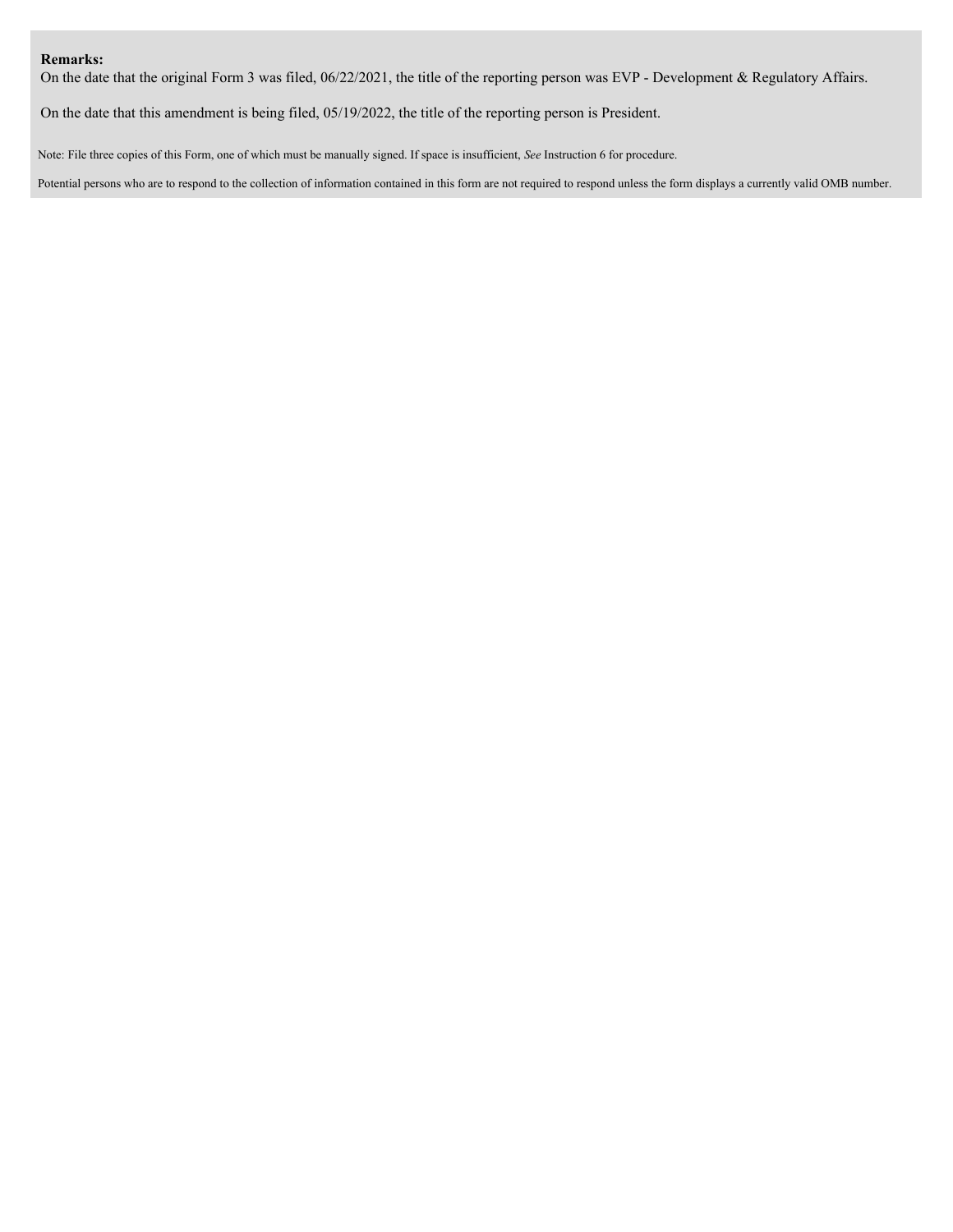**Remarks:**

On the date that the original Form 3 was filed, 06/22/2021, the title of the reporting person was EVP - Development & Regulatory Affairs.

On the date that this amendment is being filed, 05/19/2022, the title of the reporting person is President.

Note: File three copies of this Form, one of which must be manually signed. If space is insufficient, *See* Instruction 6 for procedure.

Potential persons who are to respond to the collection of information contained in this form are not required to respond unless the form displays a currently valid OMB number.